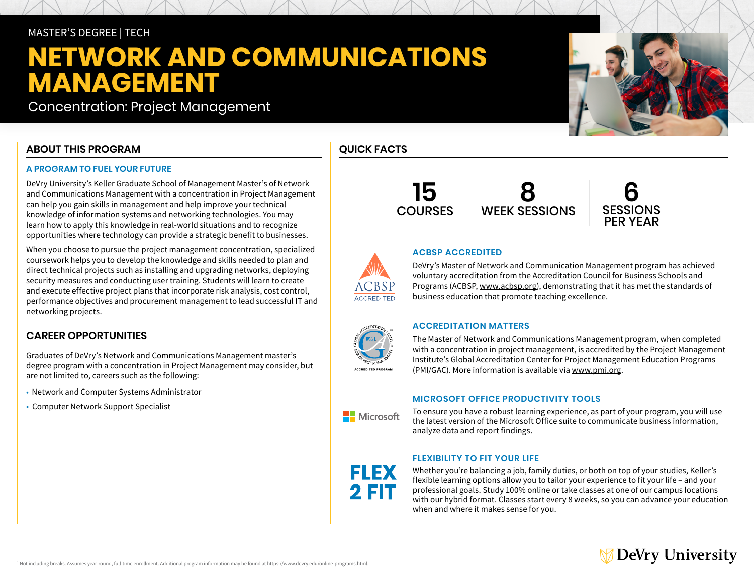MASTER'S DEGREE | TECH

# NETWORK AND COMMUNICATIONS MANAGEMENT

Concentration: Project Management

## ABOUT THIS PROGRAM

### A PROGRAM TO FUEL YOUR FUTURE

DeVry University's Keller Graduate School of Management Master's of Network and Communications Management with a concentration in Project Management can help you gain skills in management and help improve your technical knowledge of information systems and networking technologies. You may learn how to apply this knowledge in real-world situations and to recognize opportunities where technology can provide a strategic benefit to businesses.

When you choose to pursue the project management concentration, specialized coursework helps you to develop the knowledge and skills needed to plan and direct technical projects such as installing and upgrading networks, deploying security measures and conducting user training. Students will learn to create and execute effective project plans that incorporate risk analysis, cost control, performance objectives and procurement management to lead successful IT and networking projects.

## CAREER OPPORTUNITIES

Graduates of DeVry's Network and Communications Management master's degree program with a concentration in Project Management may consider, but are not limited to, careers such as the following:

- Network and Computer Systems Administrator
- Computer Network Support Specialist

## QUICK FACTS

**15** COURSES

**8** WEEK SESSIONS

**6** SESSIONS PER YEAR

ACBSP ACCREDITED

### ACBSP ACCREDITED

DeVry's Master of Network and Communication Management program has achieved voluntary accreditation from the Accreditation Council for Business Schools and Programs (ACBSP, www.acbsp.org), demonstrating that it has met the standards of business education that promote teaching excellence.

GLOBAL ACCREDITATION CENTER FOR PROJECT MANAGEMENT — ACCREDITED PROGRAM

### ACCREDITATION MATTERS

The Master of Network and Communications Management program, when completed with a concentration in project management, is accredited by the Project Management Institute's Global Accreditation Center for Project Management Education Programs (PMI/GAC). More information is available via www.pmi.org.

Microsoft

### MICROSOFT OFFICE PRODUCTIVITY TOOLS

To ensure you have a robust learning experience, as part of your program, you will use the latest version of the Microsoft Office suite to communicate business information, analyze data and report findings.

FLEX 2 FIT

### FLEXIBILITY TO FIT YOUR LIFE

Whether you're balancing a job, family duties, or both on top of your studies, Keller's flexible learning options allow you to tailor your experience to fit your life – and your professional goals. Study 100% online or take classes at one of our campus locations with our hybrid format. Classes start every 8 weeks, so you can advance your education when and where it makes sense for you.

[1] Not including breaks. Assumes year-round, full-time enrollment. Additional program information may be found at https://www.devry.edu/online-programs.html.

DeVry University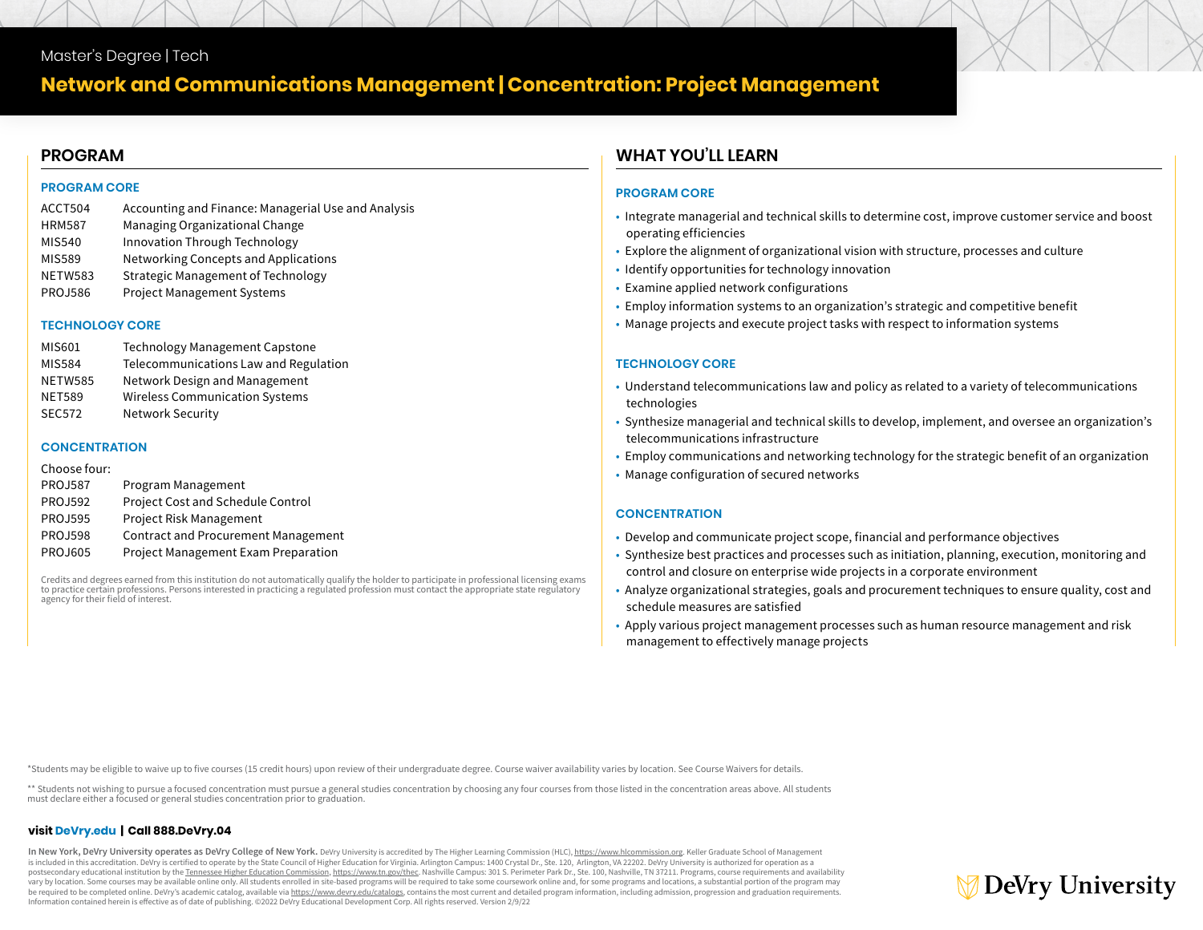Master's Degree | Tech

# Network and Communications Management | Concentration: Project Management

## PROGRAM

### PROGRAM CORE

| | |
|---|---|
| ACCT504 | Accounting and Finance: Managerial Use and Analysis |
| HRM587 | Managing Organizational Change |
| MIS540 | Innovation Through Technology |
| MIS589 | Networking Concepts and Applications |
| NETW583 | Strategic Management of Technology |
| PROJ586 | Project Management Systems |

### TECHNOLOGY CORE

| | |
|---|---|
| MIS601 | Technology Management Capstone |
| MIS584 | Telecommunications Law and Regulation |
| NETW585 | Network Design and Management |
| NET589 | Wireless Communication Systems |
| SEC572 | Network Security |

### CONCENTRATION

Choose four:

| | |
|---|---|
| PROJ587 | Program Management |
| PROJ592 | Project Cost and Schedule Control |
| PROJ595 | Project Risk Management |
| PROJ598 | Contract and Procurement Management |
| PROJ605 | Project Management Exam Preparation |

Credits and degrees earned from this institution do not automatically qualify the holder to participate in professional licensing exams to practice certain professions. Persons interested in practicing a regulated profession must contact the appropriate state regulatory agency for their field of interest.

## WHAT YOU'LL LEARN

### PROGRAM CORE

- Integrate managerial and technical skills to determine cost, improve customer service and boost operating efficiencies
- Explore the alignment of organizational vision with structure, processes and culture
- Identify opportunities for technology innovation
- Examine applied network configurations
- Employ information systems to an organization's strategic and competitive benefit
- Manage projects and execute project tasks with respect to information systems

### TECHNOLOGY CORE

- Understand telecommunications law and policy as related to a variety of telecommunications technologies
- Synthesize managerial and technical skills to develop, implement, and oversee an organization's telecommunications infrastructure
- Employ communications and networking technology for the strategic benefit of an organization
- Manage configuration of secured networks

### CONCENTRATION

- Develop and communicate project scope, financial and performance objectives
- Synthesize best practices and processes such as initiation, planning, execution, monitoring and control and closure on enterprise wide projects in a corporate environment
- Analyze organizational strategies, goals and procurement techniques to ensure quality, cost and schedule measures are satisfied
- Apply various project management processes such as human resource management and risk management to effectively manage projects

*Students may be eligible to waive up to five courses (15 credit hours) upon review of their undergraduate degree. Course waiver availability varies by location. See Course Waivers for details.

** Students not wishing to pursue a focused concentration must pursue a general studies concentration by choosing any four courses from those listed in the concentration areas above. All students must declare either a focused or general studies concentration prior to graduation.

**visit DeVry.edu | Call 888.DeVry.04**

**In New York, DeVry University operates as DeVry College of New York.** DeVry University is accredited by The Higher Learning Commission (HLC), https://www.hlcommission.org. Keller Graduate School of Management is included in this accreditation. DeVry is certified to operate by the State Council of Higher Education for Virginia. Arlington Campus: 1400 Crystal Dr., Ste. 120, Arlington, VA 22202. DeVry University is authorized for operation as a postsecondary educational institution by the Tennessee Higher Education Commission, https://www.tn.gov/thec. Nashville Campus: 301 S. Perimeter Park Dr., Ste. 100, Nashville, TN 37211. Programs, course requirements and availability vary by location. Some courses may be available online only. All students enrolled in site-based programs will be required to take some coursework online and, for some programs and locations, a substantial portion of the program may be required to be completed online. DeVry's academic catalog, available via https://www.devry.edu/catalogs, contains the most current and detailed program information, including admission, progression and graduation requirements. Information contained herein is effective as of date of publishing. ©2022 DeVry Educational Development Corp. All rights reserved. Version 2/9/22

DeVry University